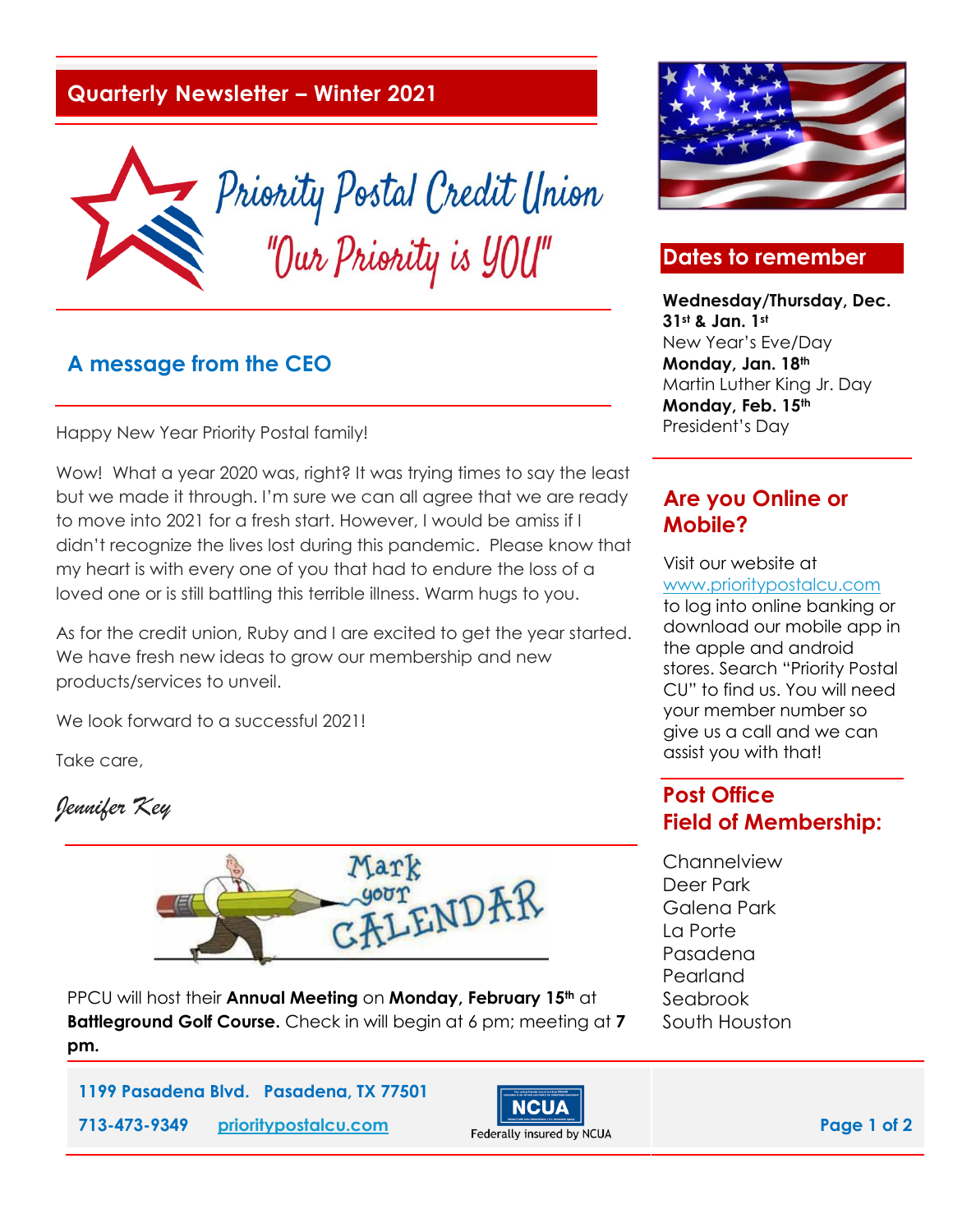## Quarterly Newsletter – Winter 2021

# Priority Postal Credit Union

"Our Priority is YOU"

## A message from the CEO

Happy New Year Priority Postal family!

Wow! What a year 2020 was, right? It was trying times to say the least but we made it through. I'm sure we can all agree that we are ready to move into 2021 for a fresh start. However, I would be amiss if I didn't recognize the lives lost during this pandemic. Please know that my heart is with every one of you that had to endure the loss of a loved one or is still battling this terrible illness. Warm hugs to you.

As for the credit union, Ruby and I are excited to get the year started. We have fresh new ideas to grow our membership and new products/services to unveil.

We look forward to a successful 2021!

Take care,

*Jennifer Key*

Mark your CALENDAR

PPCU will host their **Annual Meeting** on **Monday, February 15th** at **Battleground Golf Course.** Check in will begin at 6 pm; meeting at **7 pm.**

## Dates to remember

**Wednesday/Thursday, Dec. 31st & Jan. 1st**
New Year's Eve/Day

**Monday, Jan. 18th**
Martin Luther King Jr. Day

**Monday, Feb. 15th**
President's Day

## Are you Online or Mobile?

Visit our website at www.prioritypostalcu.com to log into online banking or download our mobile app in the apple and android stores. Search "Priority Postal CU" to find us. You will need your member number so give us a call and we can assist you with that!

## Post Office Field of Membership:

Channelview
Deer Park
Galena Park
La Porte
Pasadena
Pearland
Seabrook
South Houston

**1199 Pasadena Blvd. Pasadena, TX 77501**

**713-473-9349** prioritypostalcu.com

NCUA Federally insured by NCUA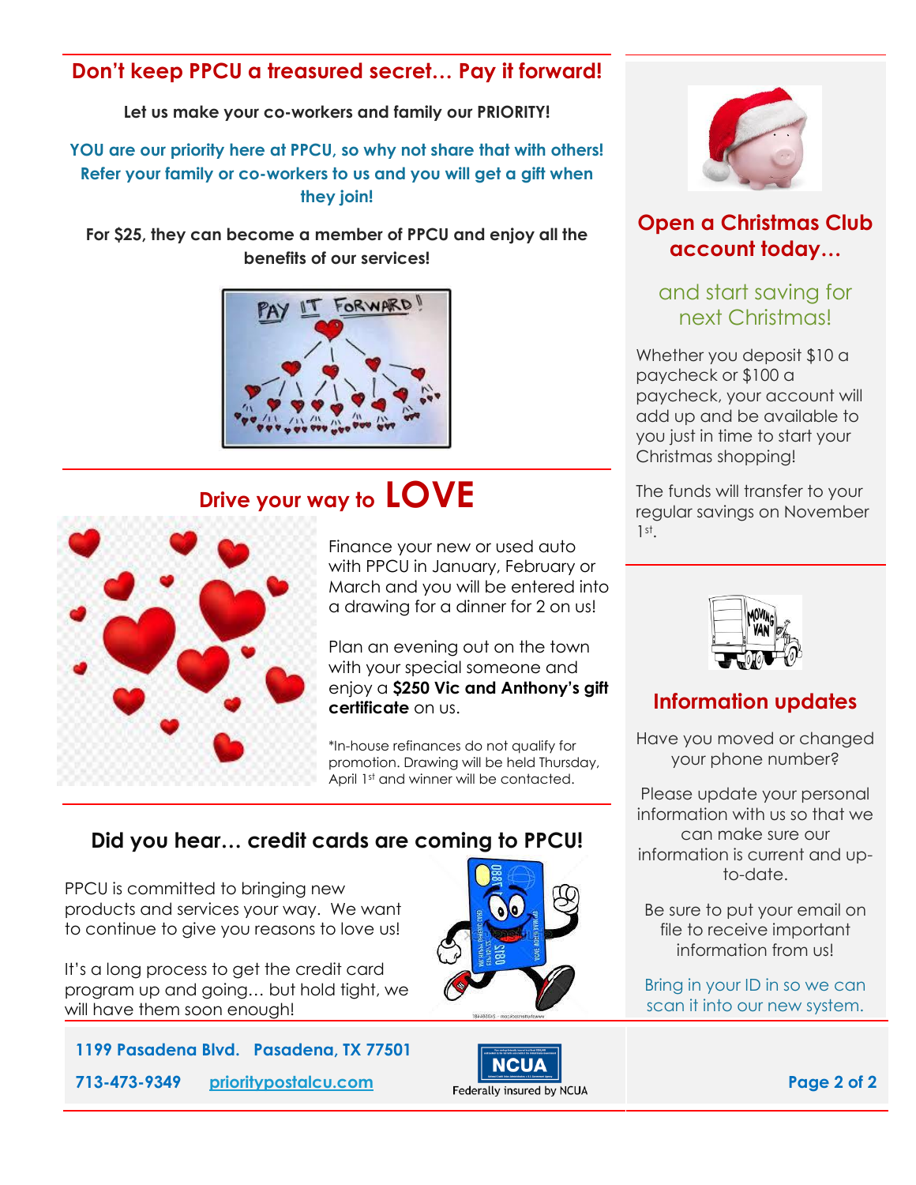## Don't keep PPCU a treasured secret… Pay it forward!

**Let us make your co-workers and family our PRIORITY!**

**YOU are our priority here at PPCU, so why not share that with others! Refer your family or co-workers to us and you will get a gift when they join!**

**For $25, they can become a member of PPCU and enjoy all the benefits of our services!**

## Drive your way to LOVE

Finance your new or used auto with PPCU in January, February or March and you will be entered into a drawing for a dinner for 2 on us!

Plan an evening out on the town with your special someone and enjoy a **$250 Vic and Anthony's gift certificate** on us.

*In-house refinances do not qualify for promotion. Drawing will be held Thursday, April 1st and winner will be contacted.

## Did you hear… credit cards are coming to PPCU!

PPCU is committed to bringing new products and services your way. We want to continue to give you reasons to love us!

It's a long process to get the credit card program up and going… but hold tight, we will have them soon enough!

**1199 Pasadena Blvd. Pasadena, TX 77501**

**713-473-9349** **prioritypostalcu.com**

Federally insured by NCUA

## Open a Christmas Club account today…

### and start saving for next Christmas!

Whether you deposit $10 a paycheck or $100 a paycheck, your account will add up and be available to you just in time to start your Christmas shopping!

The funds will transfer to your regular savings on November 1st.

## Information updates

Have you moved or changed your phone number?

Please update your personal information with us so that we can make sure our information is current and up-to-date.

Be sure to put your email on file to receive important information from us!

Bring in your ID in so we can scan it into our new system.